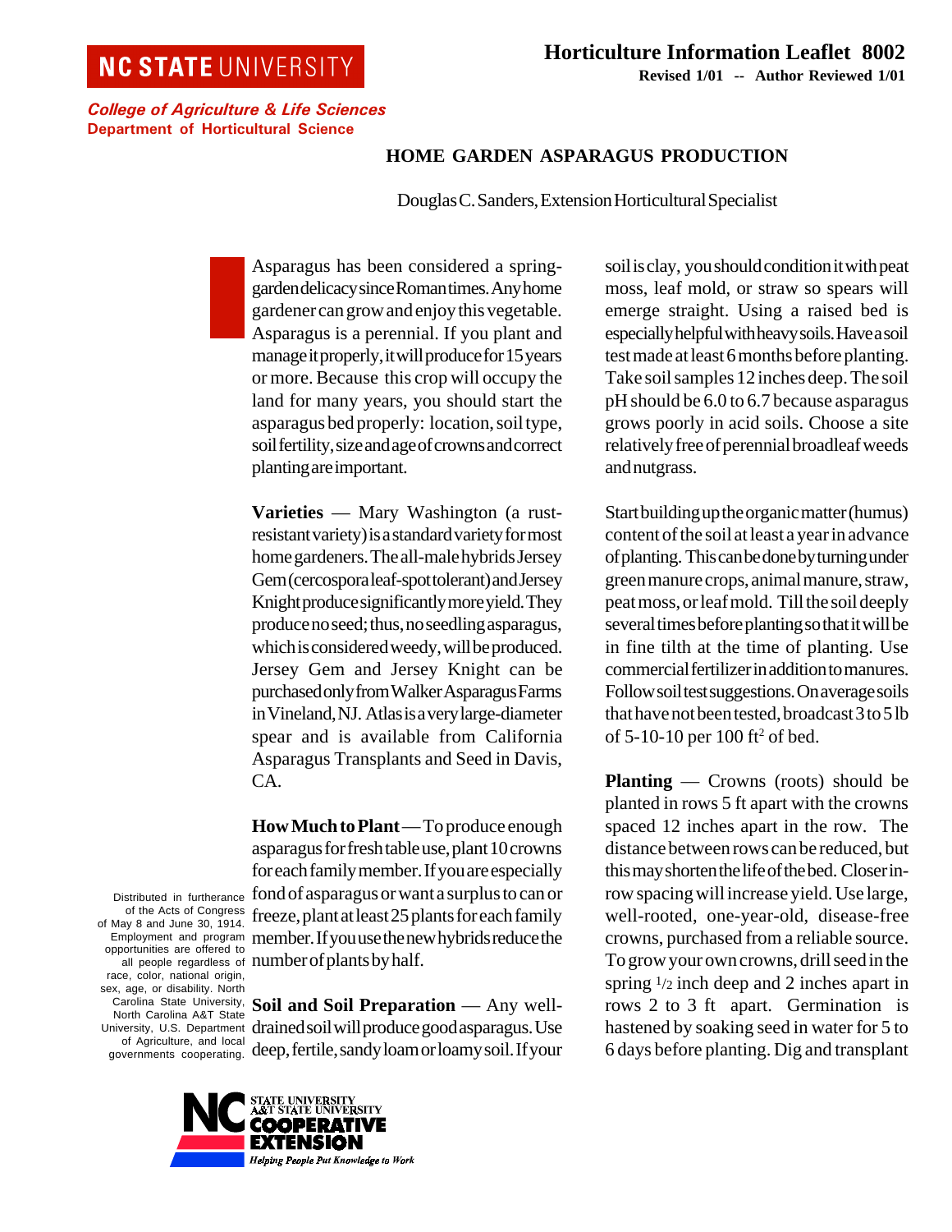NC STATE UNIVERSITY

**Horticulture Information Leaflet 8002**

**Revised 1/01 -- Author Reviewed 1/01**

*College of Agriculture & Life Sciences*
**Department of Horticultural Science**

# HOME GARDEN ASPARAGUS PRODUCTION

Douglas C. Sanders, Extension Horticultural Specialist

Asparagus has been considered a spring-garden delicacy since Roman times. Any home gardener can grow and enjoy this vegetable. Asparagus is a perennial. If you plant and manage it properly, it will produce for 15 years or more. Because this crop will occupy the land for many years, you should start the asparagus bed properly: location, soil type, soil fertility, size and age of crowns and correct planting are important.

**Varieties** — Mary Washington (a rust-resistant variety) is a standard variety for most home gardeners. The all-male hybrids Jersey Gem (cercospora leaf-spot tolerant) and Jersey Knight produce significantly more yield. They produce no seed; thus, no seedling asparagus, which is considered weedy, will be produced. Jersey Gem and Jersey Knight can be purchased only from Walker Asparagus Farms in Vineland, NJ. Atlas is a very large-diameter spear and is available from California Asparagus Transplants and Seed in Davis, CA.

**How Much to Plant** — To produce enough asparagus for fresh table use, plant 10 crowns for each family member. If you are especially fond of asparagus or want a surplus to can or freeze, plant at least 25 plants for each family member. If you use the new hybrids reduce the number of plants by half.

**Soil and Soil Preparation** — Any well-drained soil will produce good asparagus. Use deep, fertile, sandy loam or loamy soil. If your soil is clay, you should condition it with peat moss, leaf mold, or straw so spears will emerge straight. Using a raised bed is especially helpful with heavy soils. Have a soil test made at least 6 months before planting. Take soil samples 12 inches deep. The soil pH should be 6.0 to 6.7 because asparagus grows poorly in acid soils. Choose a site relatively free of perennial broadleaf weeds and nutgrass.

Start building up the organic matter (humus) content of the soil at least a year in advance of planting. This can be done by turning under green manure crops, animal manure, straw, peat moss, or leaf mold. Till the soil deeply several times before planting so that it will be in fine tilth at the time of planting. Use commercial fertilizer in addition to manures. Follow soil test suggestions. On average soils that have not been tested, broadcast 3 to 5 lb of 5-10-10 per 100 ft$^2$ of bed.

**Planting** — Crowns (roots) should be planted in rows 5 ft apart with the crowns spaced 12 inches apart in the row. The distance between rows can be reduced, but this may shorten the life of the bed. Closer in-row spacing will increase yield. Use large, well-rooted, one-year-old, disease-free crowns, purchased from a reliable source. To grow your own crowns, drill seed in the spring 1/2 inch deep and 2 inches apart in rows 2 to 3 ft apart. Germination is hastened by soaking seed in water for 5 to 6 days before planting. Dig and transplant

Distributed in furtherance of the Acts of Congress of May 8 and June 30, 1914. Employment and program opportunities are offered to all people regardless of race, color, national origin, sex, age, or disability. North Carolina State University, North Carolina A&T State University, U.S. Department of Agriculture, and local governments cooperating.

NC STATE UNIVERSITY A&T STATE UNIVERSITY COOPERATIVE EXTENSION — *Helping People Put Knowledge to Work*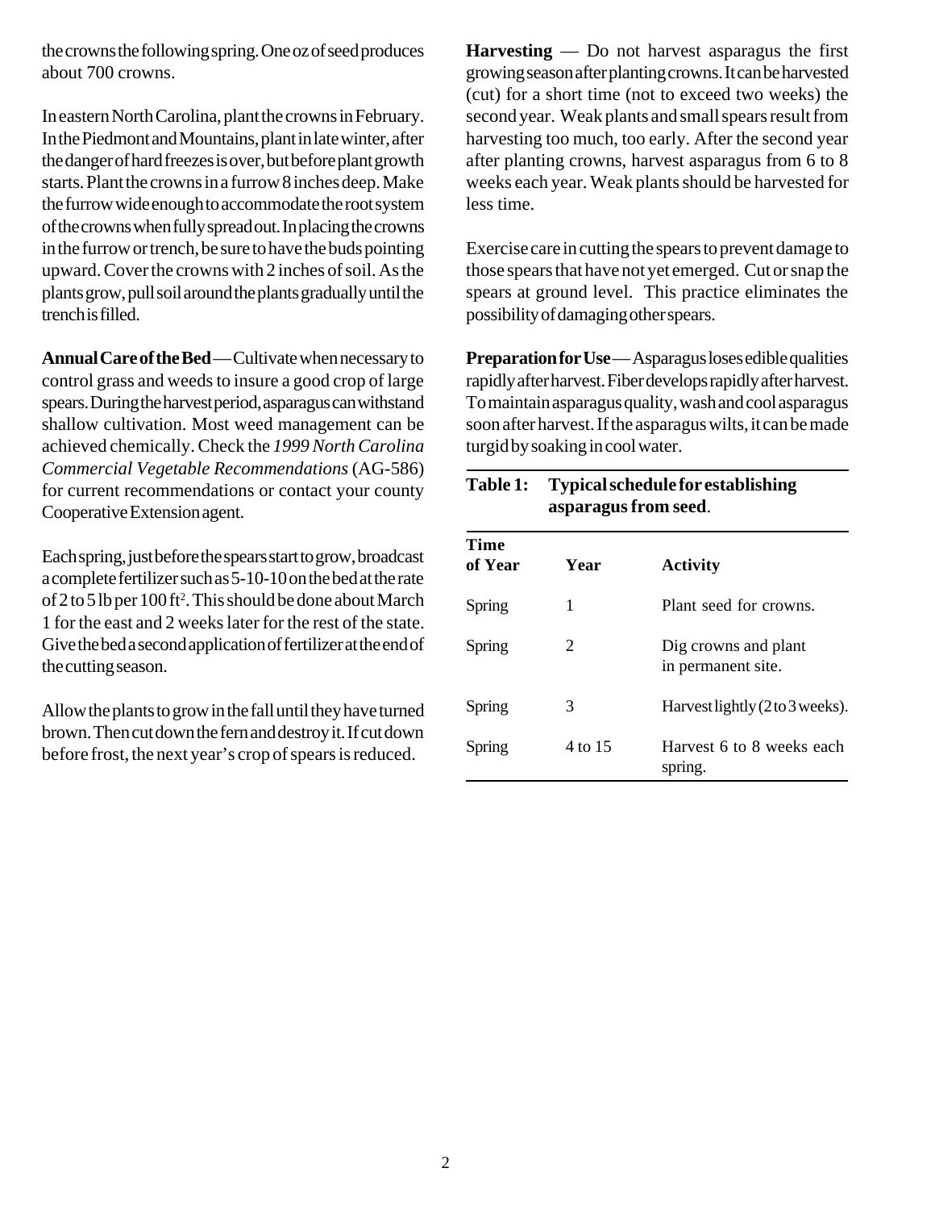the crowns the following spring. One oz of seed produces about 700 crowns.

In eastern North Carolina, plant the crowns in February. In the Piedmont and Mountains, plant in late winter, after the danger of hard freezes is over, but before plant growth starts. Plant the crowns in a furrow 8 inches deep. Make the furrow wide enough to accommodate the root system of the crowns when fully spread out. In placing the crowns in the furrow or trench, be sure to have the buds pointing upward. Cover the crowns with 2 inches of soil. As the plants grow, pull soil around the plants gradually until the trench is filled.

**Annual Care of the Bed** — Cultivate when necessary to control grass and weeds to insure a good crop of large spears. During the harvest period, asparagus can withstand shallow cultivation. Most weed management can be achieved chemically. Check the *1999 North Carolina Commercial Vegetable Recommendations* (AG-586) for current recommendations or contact your county Cooperative Extension agent.

Each spring, just before the spears start to grow, broadcast a complete fertilizer such as 5-10-10 on the bed at the rate of 2 to 5 lb per 100 ft$^2$. This should be done about March 1 for the east and 2 weeks later for the rest of the state. Give the bed a second application of fertilizer at the end of the cutting season.

Allow the plants to grow in the fall until they have turned brown. Then cut down the fern and destroy it. If cut down before frost, the next year's crop of spears is reduced.

**Harvesting** — Do not harvest asparagus the first growing season after planting crowns. It can be harvested (cut) for a short time (not to exceed two weeks) the second year. Weak plants and small spears result from harvesting too much, too early. After the second year after planting crowns, harvest asparagus from 6 to 8 weeks each year. Weak plants should be harvested for less time.

Exercise care in cutting the spears to prevent damage to those spears that have not yet emerged. Cut or snap the spears at ground level. This practice eliminates the possibility of damaging other spears.

**Preparation for Use** — Asparagus loses edible qualities rapidly after harvest. Fiber develops rapidly after harvest. To maintain asparagus quality, wash and cool asparagus soon after harvest. If the asparagus wilts, it can be made turgid by soaking in cool water.

**Table 1: Typical schedule for establishing asparagus from seed.**

| Time of Year | Year | Activity |
|---|---|---|
| Spring | 1 | Plant seed for crowns. |
| Spring | 2 | Dig crowns and plant in permanent site. |
| Spring | 3 | Harvest lightly (2 to 3 weeks). |
| Spring | 4 to 15 | Harvest 6 to 8 weeks each spring. |